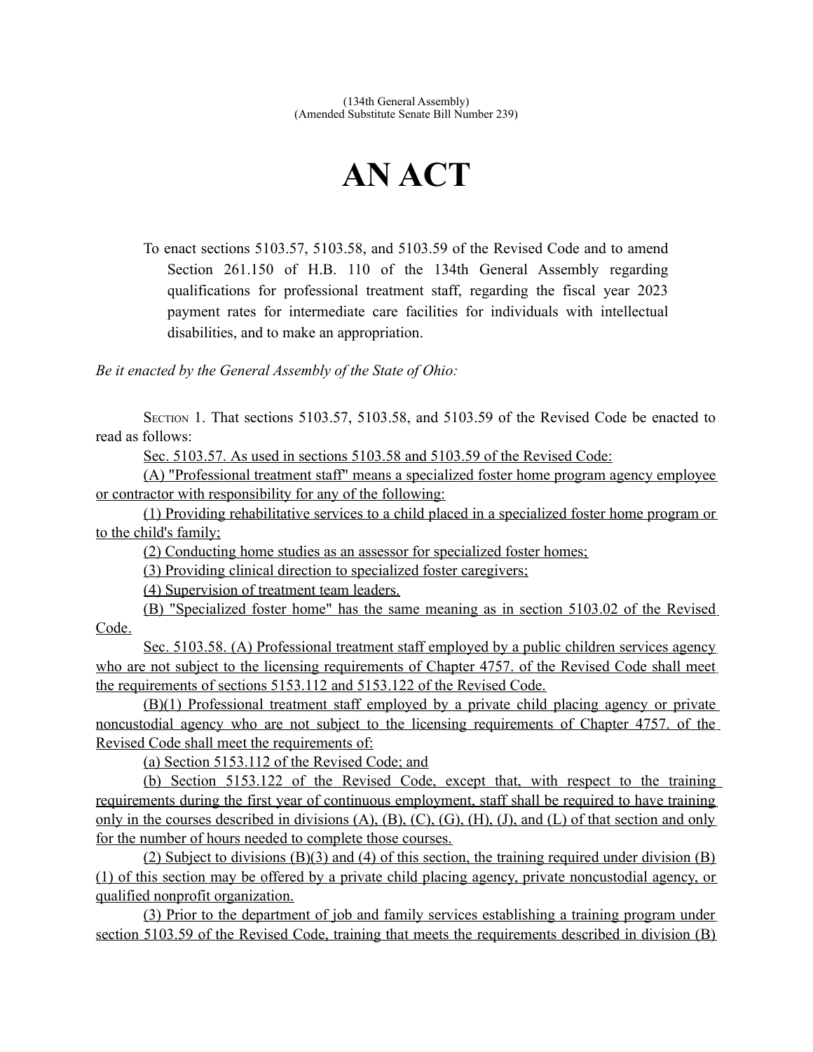(134th General Assembly)
(Amended Substitute Senate Bill Number 239)

# AN ACT

To enact sections 5103.57, 5103.58, and 5103.59 of the Revised Code and to amend Section 261.150 of H.B. 110 of the 134th General Assembly regarding qualifications for professional treatment staff, regarding the fiscal year 2023 payment rates for intermediate care facilities for individuals with intellectual disabilities, and to make an appropriation.

*Be it enacted by the General Assembly of the State of Ohio:*

SECTION 1. That sections 5103.57, 5103.58, and 5103.59 of the Revised Code be enacted to read as follows:

Sec. 5103.57. As used in sections 5103.58 and 5103.59 of the Revised Code:

(A) "Professional treatment staff" means a specialized foster home program agency employee or contractor with responsibility for any of the following:

(1) Providing rehabilitative services to a child placed in a specialized foster home program or to the child's family;

(2) Conducting home studies as an assessor for specialized foster homes;

(3) Providing clinical direction to specialized foster caregivers;

(4) Supervision of treatment team leaders.

(B) "Specialized foster home" has the same meaning as in section 5103.02 of the Revised Code.

Sec. 5103.58. (A) Professional treatment staff employed by a public children services agency who are not subject to the licensing requirements of Chapter 4757. of the Revised Code shall meet the requirements of sections 5153.112 and 5153.122 of the Revised Code.

(B)(1) Professional treatment staff employed by a private child placing agency or private noncustodial agency who are not subject to the licensing requirements of Chapter 4757. of the Revised Code shall meet the requirements of:

(a) Section 5153.112 of the Revised Code; and

(b) Section 5153.122 of the Revised Code, except that, with respect to the training requirements during the first year of continuous employment, staff shall be required to have training only in the courses described in divisions (A), (B), (C), (G), (H), (J), and (L) of that section and only for the number of hours needed to complete those courses.

(2) Subject to divisions (B)(3) and (4) of this section, the training required under division (B)(1) of this section may be offered by a private child placing agency, private noncustodial agency, or qualified nonprofit organization.

(3) Prior to the department of job and family services establishing a training program under section 5103.59 of the Revised Code, training that meets the requirements described in division (B)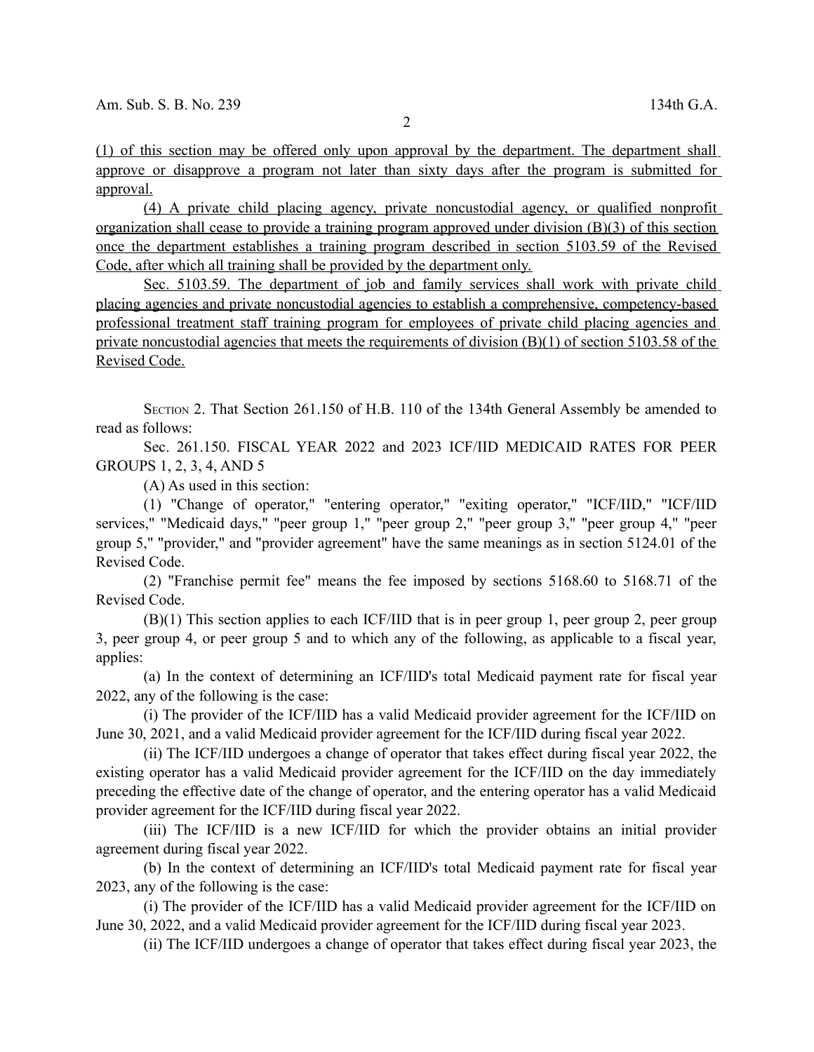(1) of this section may be offered only upon approval by the department. The department shall approve or disapprove a program not later than sixty days after the program is submitted for approval.

(4) A private child placing agency, private noncustodial agency, or qualified nonprofit organization shall cease to provide a training program approved under division (B)(3) of this section once the department establishes a training program described in section 5103.59 of the Revised Code, after which all training shall be provided by the department only.

Sec. 5103.59. The department of job and family services shall work with private child placing agencies and private noncustodial agencies to establish a comprehensive, competency-based professional treatment staff training program for employees of private child placing agencies and private noncustodial agencies that meets the requirements of division (B)(1) of section 5103.58 of the Revised Code.

SECTION 2. That Section 261.150 of H.B. 110 of the 134th General Assembly be amended to read as follows:

Sec. 261.150. FISCAL YEAR 2022 and 2023 ICF/IID MEDICAID RATES FOR PEER GROUPS 1, 2, 3, 4, AND 5

(A) As used in this section:

(1) "Change of operator," "entering operator," "exiting operator," "ICF/IID," "ICF/IID services," "Medicaid days," "peer group 1," "peer group 2," "peer group 3," "peer group 4," "peer group 5," "provider," and "provider agreement" have the same meanings as in section 5124.01 of the Revised Code.

(2) "Franchise permit fee" means the fee imposed by sections 5168.60 to 5168.71 of the Revised Code.

(B)(1) This section applies to each ICF/IID that is in peer group 1, peer group 2, peer group 3, peer group 4, or peer group 5 and to which any of the following, as applicable to a fiscal year, applies:

(a) In the context of determining an ICF/IID's total Medicaid payment rate for fiscal year 2022, any of the following is the case:

(i) The provider of the ICF/IID has a valid Medicaid provider agreement for the ICF/IID on June 30, 2021, and a valid Medicaid provider agreement for the ICF/IID during fiscal year 2022.

(ii) The ICF/IID undergoes a change of operator that takes effect during fiscal year 2022, the existing operator has a valid Medicaid provider agreement for the ICF/IID on the day immediately preceding the effective date of the change of operator, and the entering operator has a valid Medicaid provider agreement for the ICF/IID during fiscal year 2022.

(iii) The ICF/IID is a new ICF/IID for which the provider obtains an initial provider agreement during fiscal year 2022.

(b) In the context of determining an ICF/IID's total Medicaid payment rate for fiscal year 2023, any of the following is the case:

(i) The provider of the ICF/IID has a valid Medicaid provider agreement for the ICF/IID on June 30, 2022, and a valid Medicaid provider agreement for the ICF/IID during fiscal year 2023.

(ii) The ICF/IID undergoes a change of operator that takes effect during fiscal year 2023, the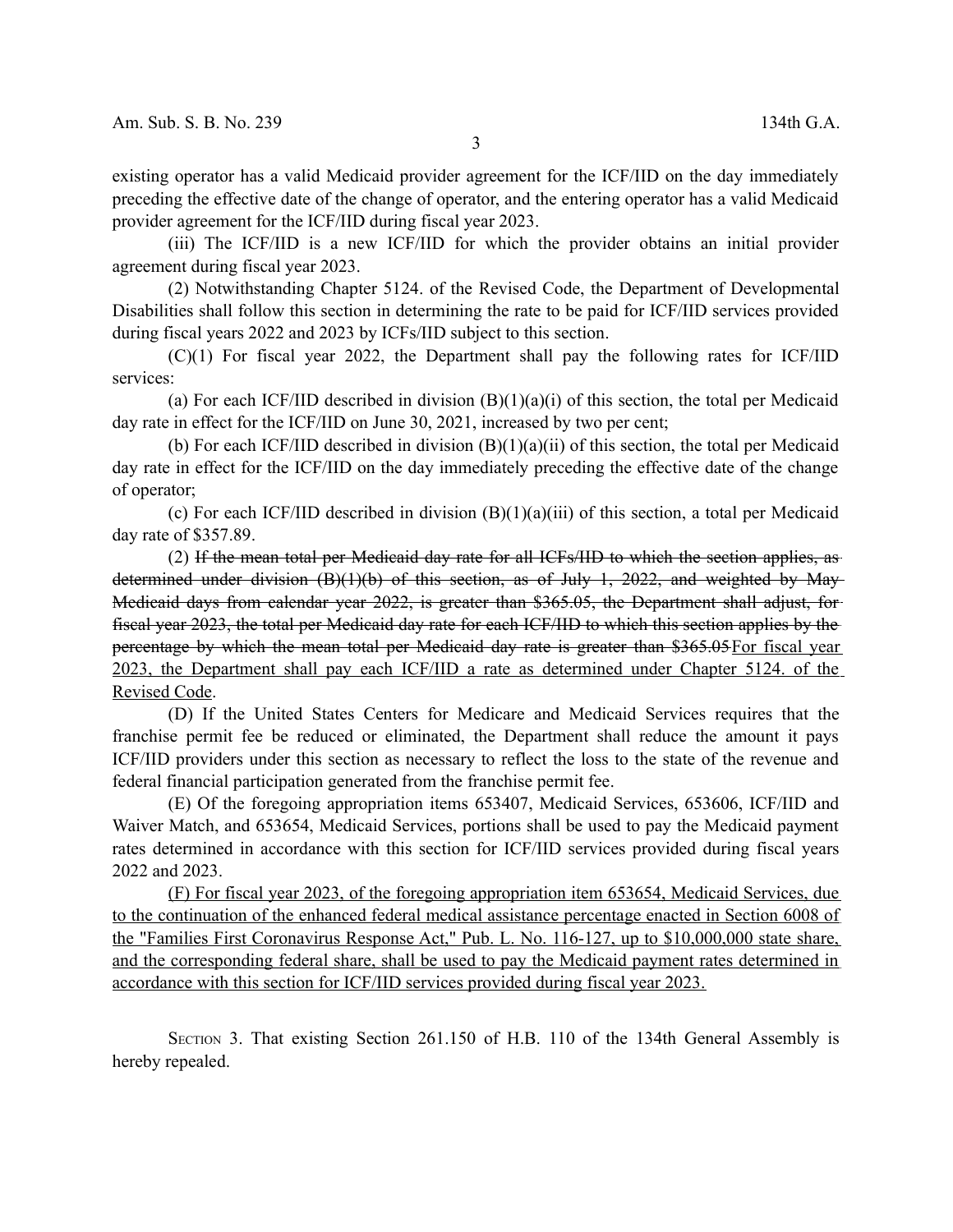existing operator has a valid Medicaid provider agreement for the ICF/IID on the day immediately preceding the effective date of the change of operator, and the entering operator has a valid Medicaid provider agreement for the ICF/IID during fiscal year 2023.

(iii) The ICF/IID is a new ICF/IID for which the provider obtains an initial provider agreement during fiscal year 2023.

(2) Notwithstanding Chapter 5124. of the Revised Code, the Department of Developmental Disabilities shall follow this section in determining the rate to be paid for ICF/IID services provided during fiscal years 2022 and 2023 by ICFs/IID subject to this section.

(C)(1) For fiscal year 2022, the Department shall pay the following rates for ICF/IID services:

(a) For each ICF/IID described in division (B)(1)(a)(i) of this section, the total per Medicaid day rate in effect for the ICF/IID on June 30, 2021, increased by two per cent;

(b) For each ICF/IID described in division (B)(1)(a)(ii) of this section, the total per Medicaid day rate in effect for the ICF/IID on the day immediately preceding the effective date of the change of operator;

(c) For each ICF/IID described in division (B)(1)(a)(iii) of this section, a total per Medicaid day rate of $357.89.

(2) ~~If the mean total per Medicaid day rate for all ICFs/IID to which the section applies, as determined under division (B)(1)(b) of this section, as of July 1, 2022, and weighted by May Medicaid days from calendar year 2022, is greater than $365.05, the Department shall adjust, for fiscal year 2023, the total per Medicaid day rate for each ICF/IID to which this section applies by the percentage by which the mean total per Medicaid day rate is greater than $365.05~~<u>For fiscal year 2023, the Department shall pay each ICF/IID a rate as determined under Chapter 5124. of the Revised Code</u>.

(D) If the United States Centers for Medicare and Medicaid Services requires that the franchise permit fee be reduced or eliminated, the Department shall reduce the amount it pays ICF/IID providers under this section as necessary to reflect the loss to the state of the revenue and federal financial participation generated from the franchise permit fee.

(E) Of the foregoing appropriation items 653407, Medicaid Services, 653606, ICF/IID and Waiver Match, and 653654, Medicaid Services, portions shall be used to pay the Medicaid payment rates determined in accordance with this section for ICF/IID services provided during fiscal years 2022 and 2023.

<u>(F) For fiscal year 2023, of the foregoing appropriation item 653654, Medicaid Services, due to the continuation of the enhanced federal medical assistance percentage enacted in Section 6008 of the "Families First Coronavirus Response Act," Pub. L. No. 116-127, up to $10,000,000 state share, and the corresponding federal share, shall be used to pay the Medicaid payment rates determined in accordance with this section for ICF/IID services provided during fiscal year 2023.</u>

SECTION 3. That existing Section 261.150 of H.B. 110 of the 134th General Assembly is hereby repealed.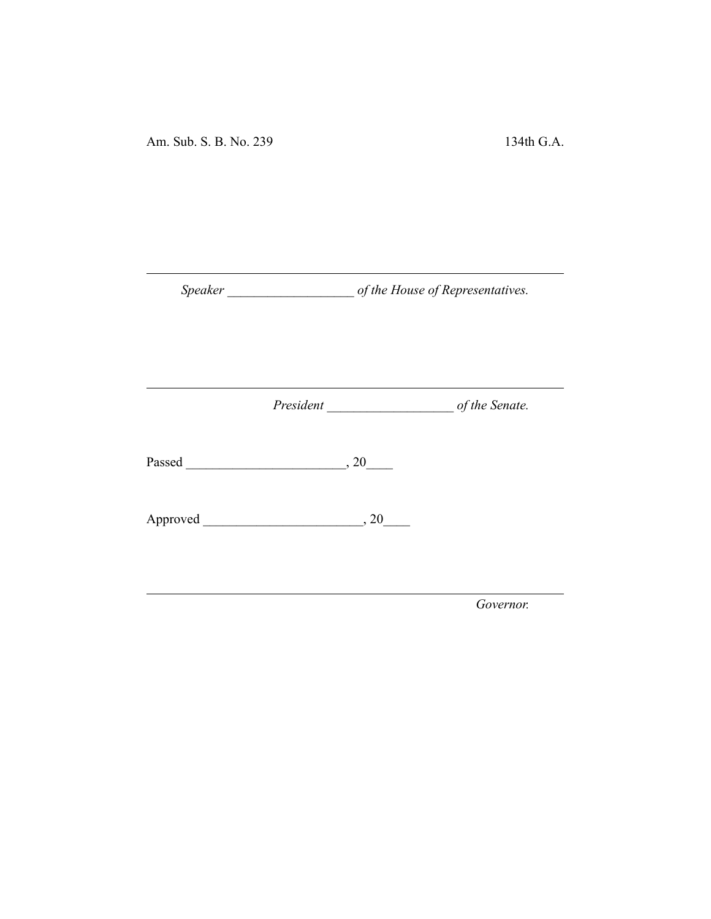Am. Sub. S. B. No. 239 134th G.A.

---

*Speaker* ___________________ *of the House of Representatives.*

---

*President* ___________________ *of the Senate.*

Passed ________________________, 20____

Approved ________________________, 20____

---

*Governor.*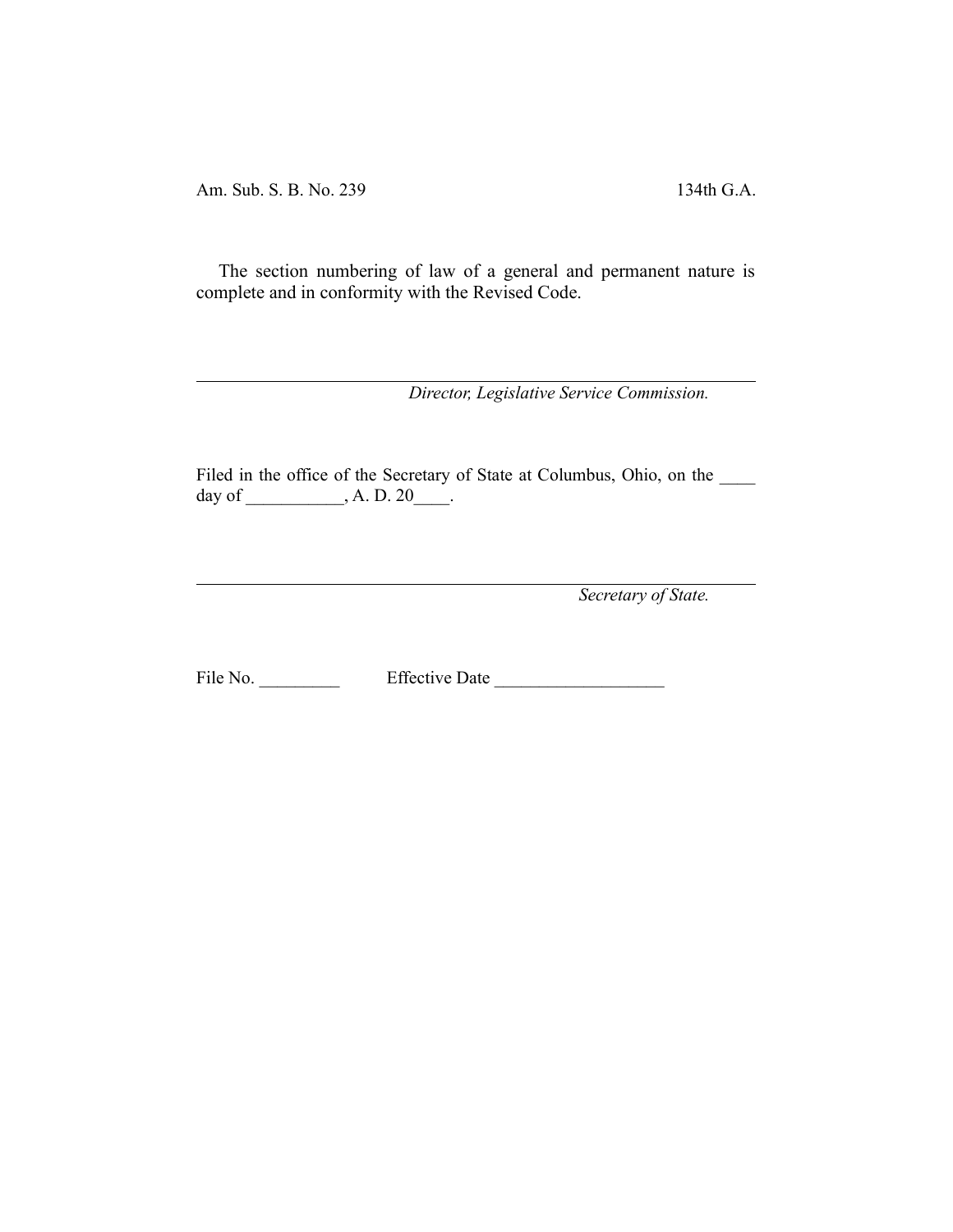Am. Sub. S. B. No. 239 134th G.A.

The section numbering of law of a general and permanent nature is complete and in conformity with the Revised Code.

______________________________________

*Director, Legislative Service Commission.*

Filed in the office of the Secretary of State at Columbus, Ohio, on the ____ day of ___________, A. D. 20____.

______________________________________

*Secretary of State.*

File No. _________ Effective Date ___________________